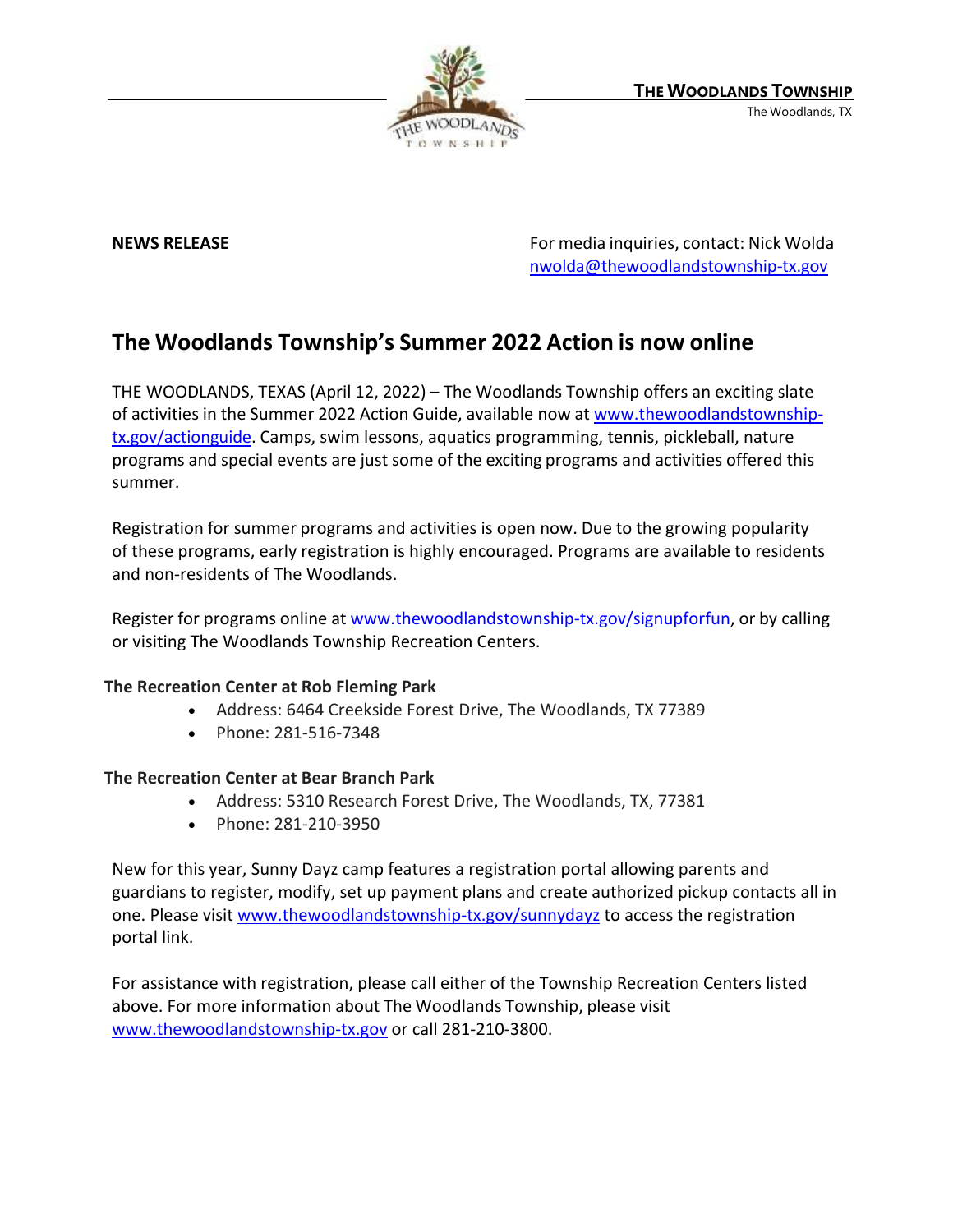**THE WOODLANDS TOWNSHIP**
The Woodlands, TX

**NEWS RELEASE**

For media inquiries, contact: Nick Wolda
nwolda@thewoodlandstownship-tx.gov

# The Woodlands Township's Summer 2022 Action is now online

THE WOODLANDS, TEXAS (April 12, 2022) – The Woodlands Township offers an exciting slate of activities in the Summer 2022 Action Guide, available now at www.thewoodlandstownship-tx.gov/actionguide. Camps, swim lessons, aquatics programming, tennis, pickleball, nature programs and special events are just some of the exciting programs and activities offered this summer.

Registration for summer programs and activities is open now. Due to the growing popularity of these programs, early registration is highly encouraged. Programs are available to residents and non-residents of The Woodlands.

Register for programs online at www.thewoodlandstownship-tx.gov/signupforfun, or by calling or visiting The Woodlands Township Recreation Centers.

**The Recreation Center at Rob Fleming Park**

- Address: 6464 Creekside Forest Drive, The Woodlands, TX 77389
- Phone: 281-516-7348

**The Recreation Center at Bear Branch Park**

- Address: 5310 Research Forest Drive, The Woodlands, TX, 77381
- Phone: 281-210-3950

New for this year, Sunny Dayz camp features a registration portal allowing parents and guardians to register, modify, set up payment plans and create authorized pickup contacts all in one. Please visit www.thewoodlandstownship-tx.gov/sunnydayz to access the registration portal link.

For assistance with registration, please call either of the Township Recreation Centers listed above. For more information about The Woodlands Township, please visit www.thewoodlandstownship-tx.gov or call 281-210-3800.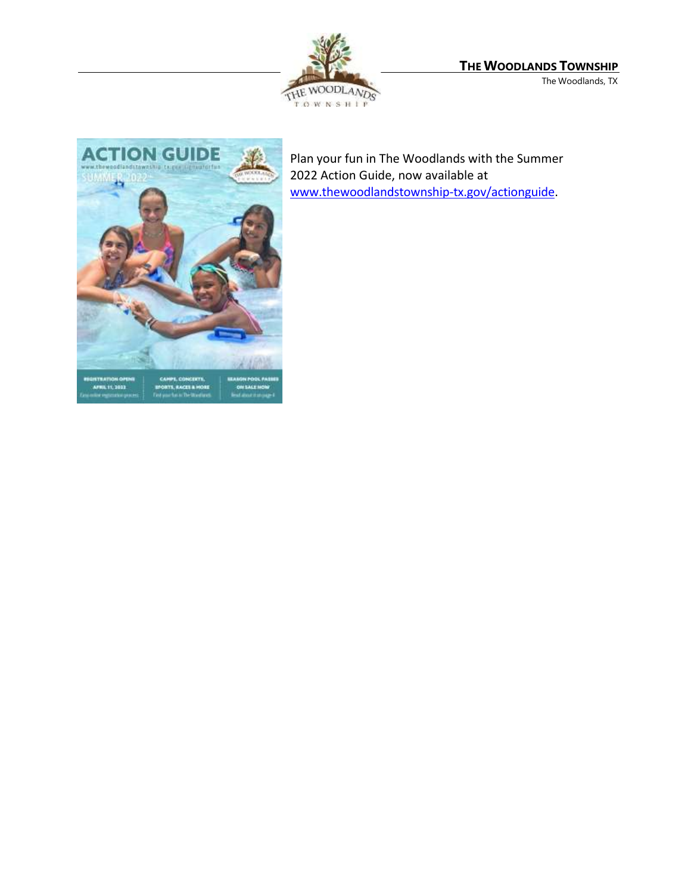**THE WOODLANDS TOWNSHIP**

The Woodlands, TX

Plan your fun in The Woodlands with the Summer 2022 Action Guide, now available at www.thewoodlandstownship-tx.gov/actionguide.